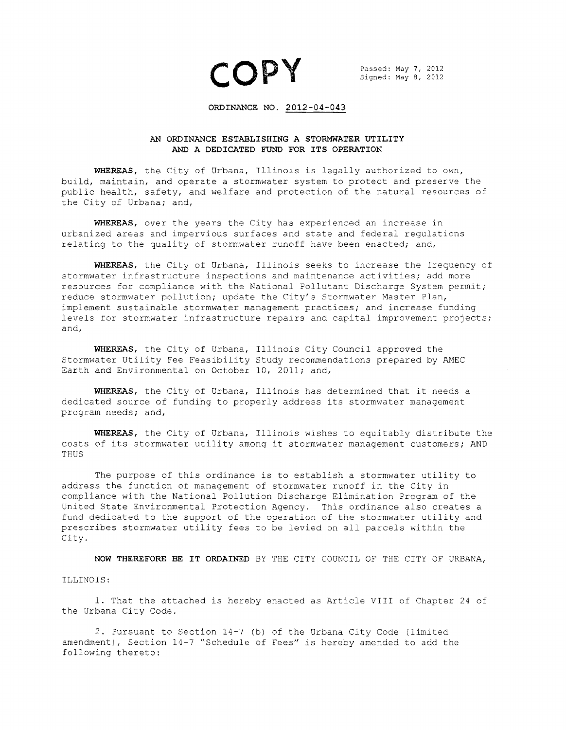# COPY

Passed: May 7, 2012
Signed: May 8, 2012

## ORDINANCE NO. 2012-04-043

## AN ORDINANCE ESTABLISHING A STORMWATER UTILITY AND A DEDICATED FUND FOR ITS OPERATION

**WHEREAS**, the City of Urbana, Illinois is legally authorized to own, build, maintain, and operate a stormwater system to protect and preserve the public health, safety, and welfare and protection of the natural resources of the City of Urbana; and,

**WHEREAS**, over the years the City has experienced an increase in urbanized areas and impervious surfaces and state and federal regulations relating to the quality of stormwater runoff have been enacted; and,

**WHEREAS**, the City of Urbana, Illinois seeks to increase the frequency of stormwater infrastructure inspections and maintenance activities; add more resources for compliance with the National Pollutant Discharge System permit; reduce stormwater pollution; update the City's Stormwater Master Plan, implement sustainable stormwater management practices; and increase funding levels for stormwater infrastructure repairs and capital improvement projects; and,

**WHEREAS**, the City of Urbana, Illinois City Council approved the Stormwater Utility Fee Feasibility Study recommendations prepared by AMEC Earth and Environmental on October 10, 2011; and,

**WHEREAS**, the City of Urbana, Illinois has determined that it needs a dedicated source of funding to properly address its stormwater management program needs; and,

**WHEREAS**, the City of Urbana, Illinois wishes to equitably distribute the costs of its stormwater utility among it stormwater management customers; AND THUS

The purpose of this ordinance is to establish a stormwater utility to address the function of management of stormwater runoff in the City in compliance with the National Pollution Discharge Elimination Program of the United State Environmental Protection Agency. This ordinance also creates a fund dedicated to the support of the operation of the stormwater utility and prescribes stormwater utility fees to be levied on all parcels within the City.

**NOW THEREFORE BE IT ORDAINED** BY THE CITY COUNCIL OF THE CITY OF URBANA, ILLINOIS:

1. That the attached is hereby enacted as Article VIII of Chapter 24 of the Urbana City Code.

2. Pursuant to Section 14-7 (b) of the Urbana City Code (limited amendment), Section 14-7 "Schedule of Fees" is hereby amended to add the following thereto: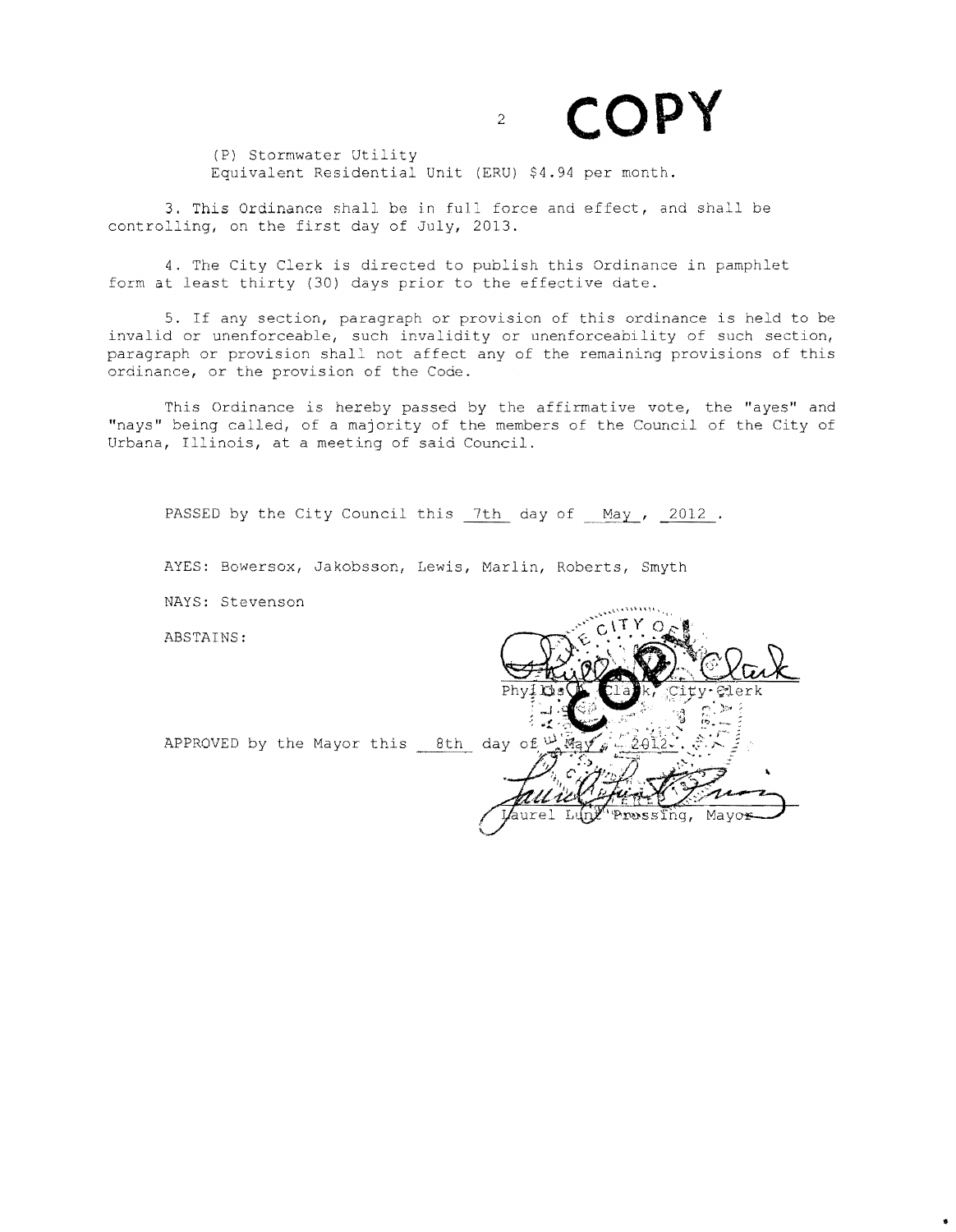COPY

(P) Stormwater Utility
Equivalent Residential Unit (ERU) $4.94 per month.

3. This Ordinance shall be in full force and effect, and shall be controlling, on the first day of July, 2013.

4. The City Clerk is directed to publish this Ordinance in pamphlet form at least thirty (30) days prior to the effective date.

5. If any section, paragraph or provision of this ordinance is held to be invalid or unenforceable, such invalidity or unenforceability of such section, paragraph or provision shall not affect any of the remaining provisions of this ordinance, or the provision of the Code.

This Ordinance is hereby passed by the affirmative vote, the "ayes" and "nays" being called, of a majority of the members of the Council of the City of Urbana, Illinois, at a meeting of said Council.

PASSED by the City Council this 7th day of May, 2012.

AYES: Bowersox, Jakobsson, Lewis, Marlin, Roberts, Smyth

NAYS: Stevenson

ABSTAINS:

Phyllis D. Clark, City Clerk

APPROVED by the Mayor this 8th day of May, 2012.

Laurel Lunt Prussing, Mayor